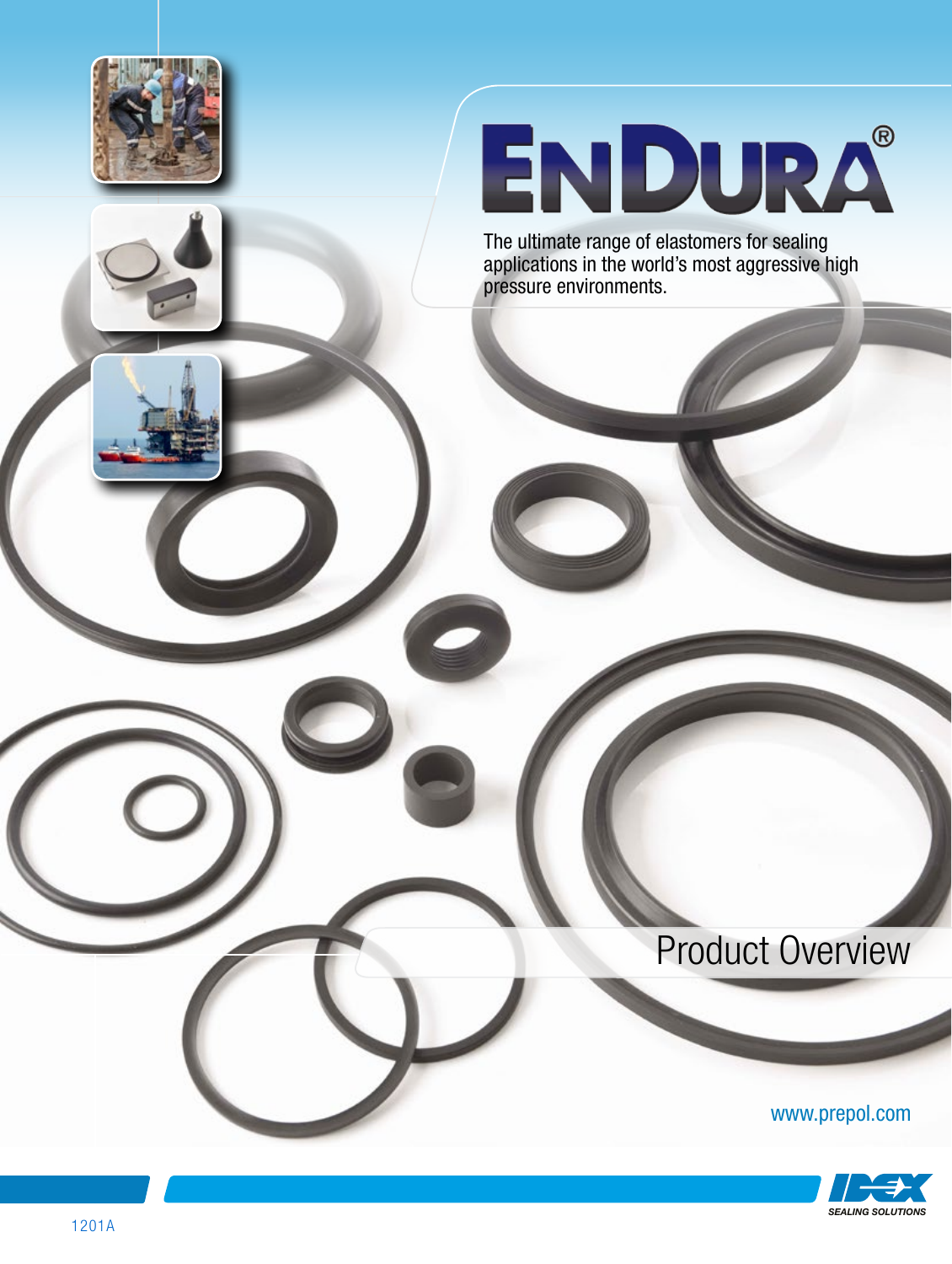# ENDURA®

The ultimate range of elastomers for sealing applications in the world's most aggressive high pressure environments.

## Product Overview

www.prepol.com

IDEX SEALING SOLUTIONS

1201A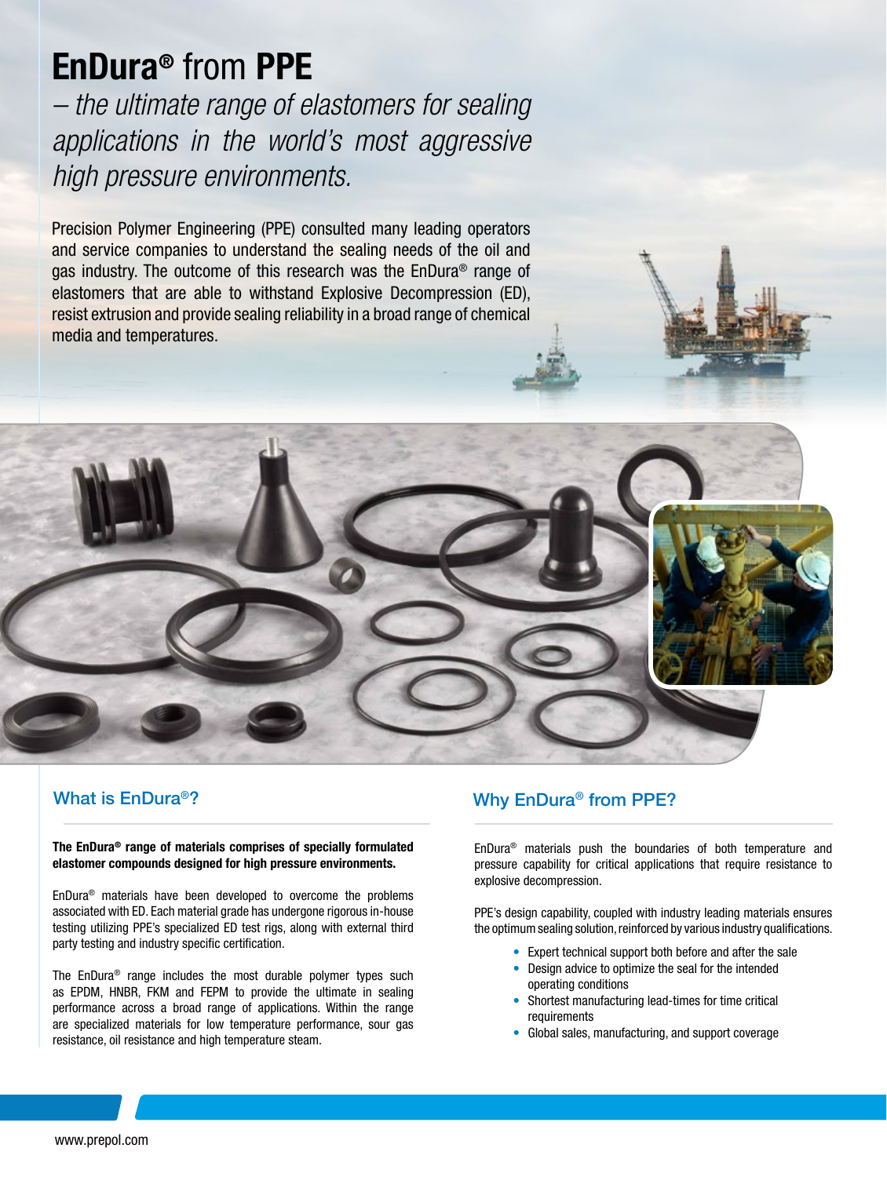# EnDura® from PPE

*– the ultimate range of elastomers for sealing applications in the world's most aggressive high pressure environments.*

Precision Polymer Engineering (PPE) consulted many leading operators and service companies to understand the sealing needs of the oil and gas industry. The outcome of this research was the EnDura® range of elastomers that are able to withstand Explosive Decompression (ED), resist extrusion and provide sealing reliability in a broad range of chemical media and temperatures.

## What is EnDura®?

**The EnDura® range of materials comprises of specially formulated elastomer compounds designed for high pressure environments.**

EnDura® materials have been developed to overcome the problems associated with ED. Each material grade has undergone rigorous in-house testing utilizing PPE's specialized ED test rigs, along with external third party testing and industry specific certification.

The EnDura® range includes the most durable polymer types such as EPDM, HNBR, FKM and FEPM to provide the ultimate in sealing performance across a broad range of applications. Within the range are specialized materials for low temperature performance, sour gas resistance, oil resistance and high temperature steam.

## Why EnDura® from PPE?

EnDura® materials push the boundaries of both temperature and pressure capability for critical applications that require resistance to explosive decompression.

PPE's design capability, coupled with industry leading materials ensures the optimum sealing solution, reinforced by various industry qualifications.

- Expert technical support both before and after the sale
- Design advice to optimize the seal for the intended operating conditions
- Shortest manufacturing lead-times for time critical requirements
- Global sales, manufacturing, and support coverage

www.prepol.com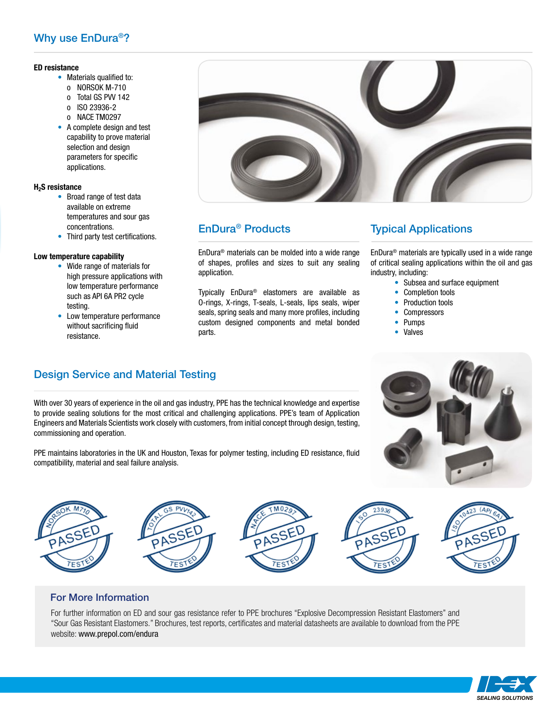## Why use EnDura®?

**ED resistance**

- Materials qualified to:
  - NORSOK M-710
  - Total GS PVV 142
  - ISO 23936-2
  - NACE TM0297
- A complete design and test capability to prove material selection and design parameters for specific applications.

**$H_2S$ resistance**

- Broad range of test data available on extreme temperatures and sour gas concentrations.
- Third party test certifications.

**Low temperature capability**

- Wide range of materials for high pressure applications with low temperature performance such as API 6A PR2 cycle testing.
- Low temperature performance without sacrificing fluid resistance.

## EnDura® Products

EnDura® materials can be molded into a wide range of shapes, profiles and sizes to suit any sealing application.

Typically EnDura® elastomers are available as O-rings, X-rings, T-seals, L-seals, lips seals, wiper seals, spring seals and many more profiles, including custom designed components and metal bonded parts.

## Typical Applications

EnDura® materials are typically used in a wide range of critical sealing applications within the oil and gas industry, including:

- Subsea and surface equipment
- Completion tools
- Production tools
- Compressors
- Pumps
- Valves

## Design Service and Material Testing

With over 30 years of experience in the oil and gas industry, PPE has the technical knowledge and expertise to provide sealing solutions for the most critical and challenging applications. PPE's team of Application Engineers and Materials Scientists work closely with customers, from initial concept through design, testing, commissioning and operation.

PPE maintains laboratories in the UK and Houston, Texas for polymer testing, including ED resistance, fluid compatibility, material and seal failure analysis.

NORSOK M710 PASSED TESTED | TOTAL GS PVV142 PASSED TESTED | NACE TM0297 PASSED TESTED | ISO 23936 PASSED TESTED | ISO 10423 (API 6A) PASSED TESTED

### For More Information

For further information on ED and sour gas resistance refer to PPE brochures "Explosive Decompression Resistant Elastomers" and "Sour Gas Resistant Elastomers." Brochures, test reports, certificates and material datasheets are available to download from the PPE website: www.prepol.com/endura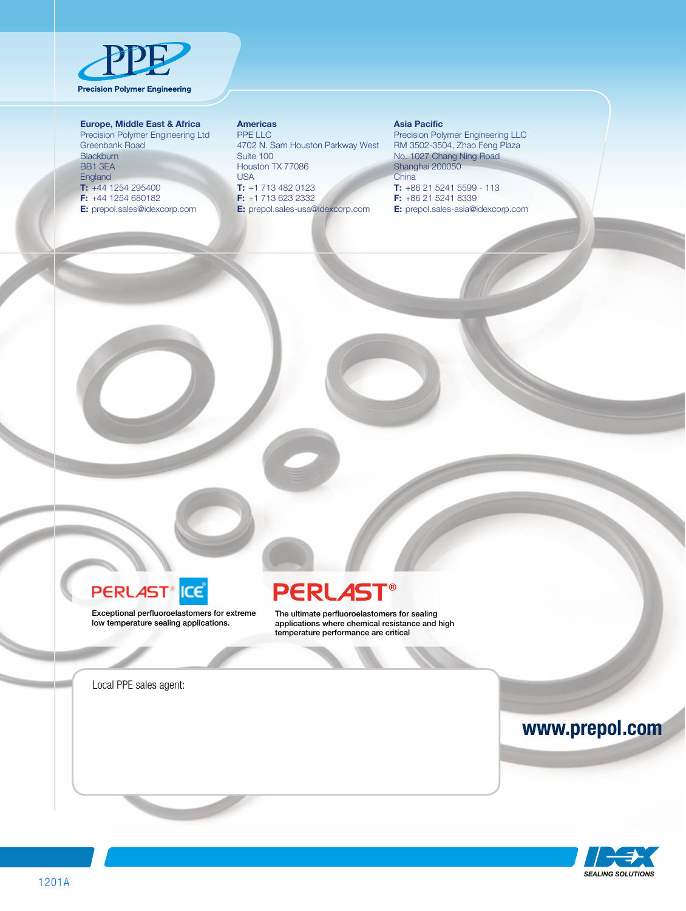Precision Polymer Engineering

**Europe, Middle East & Africa**
Precision Polymer Engineering Ltd
Greenbank Road
Blackburn
BB1 3EA
England
**T:** +44 1254 295400
**F:** +44 1254 680182
**E:** prepol.sales@idexcorp.com

**Americas**
PPE LLC
4702 N. Sam Houston Parkway West
Suite 100
Houston TX 77086
USA
**T:** +1 713 482 0123
**F:** +1 713 623 2332
**E:** prepol.sales-usa@idexcorp.com

**Asia Pacific**
Precision Polymer Engineering LLC
RM 3502-3504, Zhao Feng Plaza
No. 1027 Chang Ning Road
Shanghai 200050
China
**T:** +86 21 5241 5599 - 113
**F:** +86 21 5241 8339
**E:** prepol.sales-asia@idexcorp.com

PERLAST® ICE

Exceptional perfluoroelastomers for extreme low temperature sealing applications.

PERLAST®

The ultimate perfluoroelastomers for sealing applications where chemical resistance and high temperature performance are critical

Local PPE sales agent:

**www.prepol.com**

IDEX SEALING SOLUTIONS

1201A